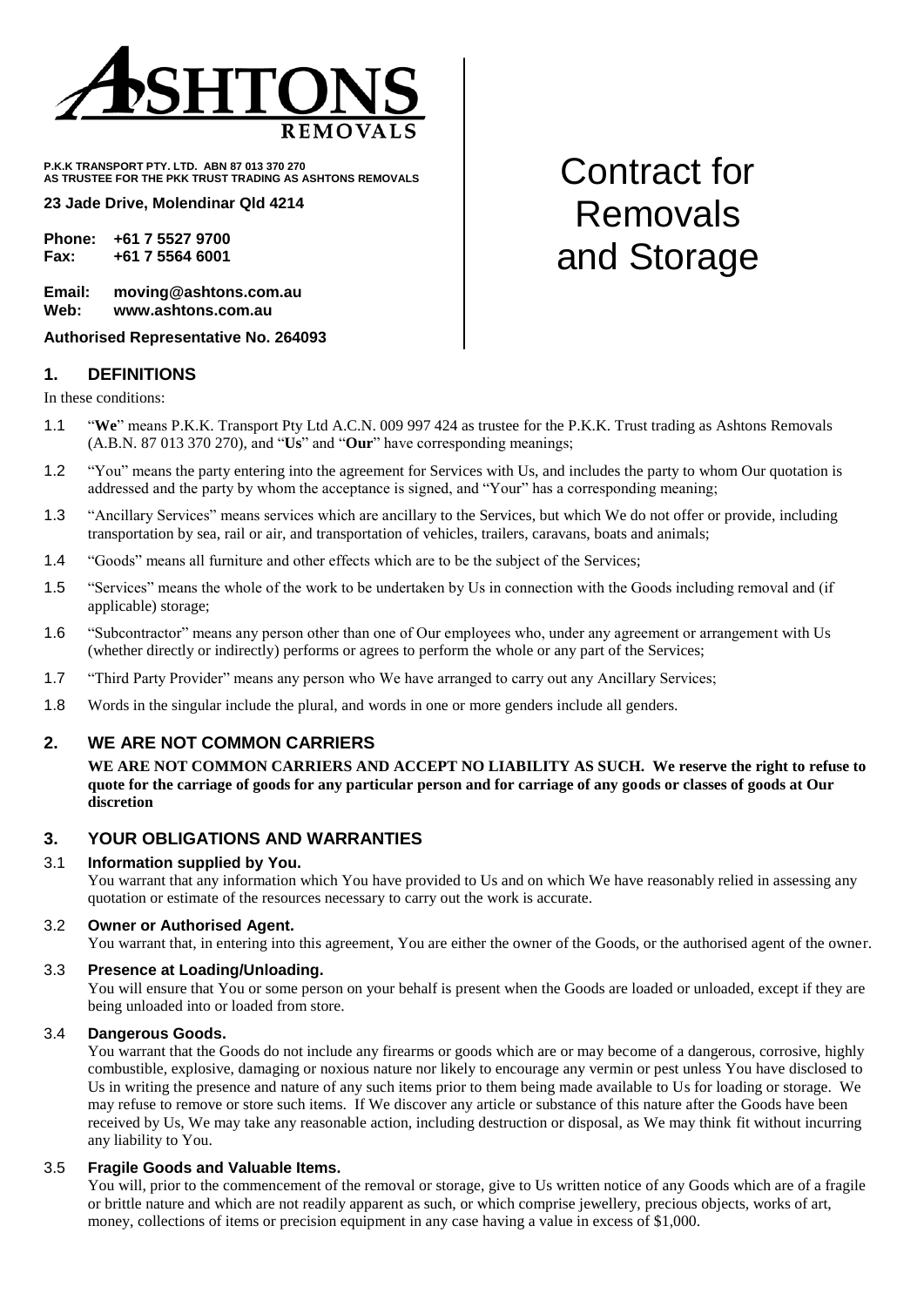ASHTONS REMOVALS

**P.K.K TRANSPORT PTY. LTD. ABN 87 013 370 270**
**AS TRUSTEE FOR THE PKK TRUST TRADING AS ASHTONS REMOVALS**

**23 Jade Drive, Molendinar Qld 4214**

**Phone: +61 7 5527 9700**
**Fax: +61 7 5564 6001**

**Email: moving@ashtons.com.au**
**Web: www.ashtons.com.au**

**Authorised Representative No. 264093**

# Contract for Removals and Storage

## 1. DEFINITIONS

In these conditions:

1.1 "**We**" means P.K.K. Transport Pty Ltd A.C.N. 009 997 424 as trustee for the P.K.K. Trust trading as Ashtons Removals (A.B.N. 87 013 370 270), and "**Us**" and "**Our**" have corresponding meanings;

1.2 "You" means the party entering into the agreement for Services with Us, and includes the party to whom Our quotation is addressed and the party by whom the acceptance is signed, and "Your" has a corresponding meaning;

1.3 "Ancillary Services" means services which are ancillary to the Services, but which We do not offer or provide, including transportation by sea, rail or air, and transportation of vehicles, trailers, caravans, boats and animals;

1.4 "Goods" means all furniture and other effects which are to be the subject of the Services;

1.5 "Services" means the whole of the work to be undertaken by Us in connection with the Goods including removal and (if applicable) storage;

1.6 "Subcontractor" means any person other than one of Our employees who, under any agreement or arrangement with Us (whether directly or indirectly) performs or agrees to perform the whole or any part of the Services;

1.7 "Third Party Provider" means any person who We have arranged to carry out any Ancillary Services;

1.8 Words in the singular include the plural, and words in one or more genders include all genders.

## 2. WE ARE NOT COMMON CARRIERS

**WE ARE NOT COMMON CARRIERS AND ACCEPT NO LIABILITY AS SUCH. We reserve the right to refuse to quote for the carriage of goods for any particular person and for carriage of any goods or classes of goods at Our discretion**

## 3. YOUR OBLIGATIONS AND WARRANTIES

### 3.1 Information supplied by You.

You warrant that any information which You have provided to Us and on which We have reasonably relied in assessing any quotation or estimate of the resources necessary to carry out the work is accurate.

### 3.2 Owner or Authorised Agent.

You warrant that, in entering into this agreement, You are either the owner of the Goods, or the authorised agent of the owner.

### 3.3 Presence at Loading/Unloading.

You will ensure that You or some person on your behalf is present when the Goods are loaded or unloaded, except if they are being unloaded into or loaded from store.

### 3.4 Dangerous Goods.

You warrant that the Goods do not include any firearms or goods which are or may become of a dangerous, corrosive, highly combustible, explosive, damaging or noxious nature nor likely to encourage any vermin or pest unless You have disclosed to Us in writing the presence and nature of any such items prior to them being made available to Us for loading or storage. We may refuse to remove or store such items. If We discover any article or substance of this nature after the Goods have been received by Us, We may take any reasonable action, including destruction or disposal, as We may think fit without incurring any liability to You.

### 3.5 Fragile Goods and Valuable Items.

You will, prior to the commencement of the removal or storage, give to Us written notice of any Goods which are of a fragile or brittle nature and which are not readily apparent as such, or which comprise jewellery, precious objects, works of art, money, collections of items or precision equipment in any case having a value in excess of $1,000.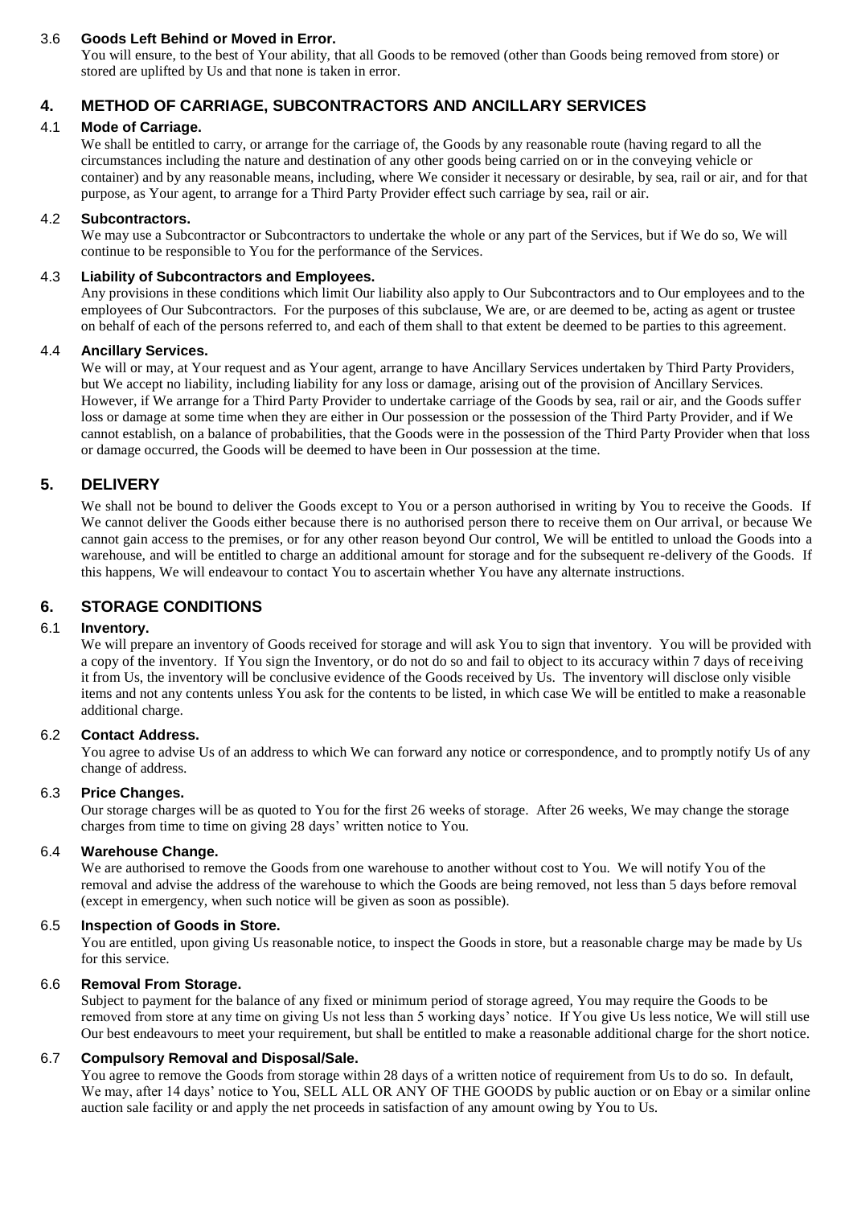### 3.6 Goods Left Behind or Moved in Error.

You will ensure, to the best of Your ability, that all Goods to be removed (other than Goods being removed from store) or stored are uplifted by Us and that none is taken in error.

## 4. METHOD OF CARRIAGE, SUBCONTRACTORS AND ANCILLARY SERVICES

### 4.1 Mode of Carriage.

We shall be entitled to carry, or arrange for the carriage of, the Goods by any reasonable route (having regard to all the circumstances including the nature and destination of any other goods being carried on or in the conveying vehicle or container) and by any reasonable means, including, where We consider it necessary or desirable, by sea, rail or air, and for that purpose, as Your agent, to arrange for a Third Party Provider effect such carriage by sea, rail or air.

### 4.2 Subcontractors.

We may use a Subcontractor or Subcontractors to undertake the whole or any part of the Services, but if We do so, We will continue to be responsible to You for the performance of the Services.

### 4.3 Liability of Subcontractors and Employees.

Any provisions in these conditions which limit Our liability also apply to Our Subcontractors and to Our employees and to the employees of Our Subcontractors. For the purposes of this subclause, We are, or are deemed to be, acting as agent or trustee on behalf of each of the persons referred to, and each of them shall to that extent be deemed to be parties to this agreement.

### 4.4 Ancillary Services.

We will or may, at Your request and as Your agent, arrange to have Ancillary Services undertaken by Third Party Providers, but We accept no liability, including liability for any loss or damage, arising out of the provision of Ancillary Services. However, if We arrange for a Third Party Provider to undertake carriage of the Goods by sea, rail or air, and the Goods suffer loss or damage at some time when they are either in Our possession or the possession of the Third Party Provider, and if We cannot establish, on a balance of probabilities, that the Goods were in the possession of the Third Party Provider when that loss or damage occurred, the Goods will be deemed to have been in Our possession at the time.

## 5. DELIVERY

We shall not be bound to deliver the Goods except to You or a person authorised in writing by You to receive the Goods. If We cannot deliver the Goods either because there is no authorised person there to receive them on Our arrival, or because We cannot gain access to the premises, or for any other reason beyond Our control, We will be entitled to unload the Goods into a warehouse, and will be entitled to charge an additional amount for storage and for the subsequent re-delivery of the Goods. If this happens, We will endeavour to contact You to ascertain whether You have any alternate instructions.

## 6. STORAGE CONDITIONS

### 6.1 Inventory.

We will prepare an inventory of Goods received for storage and will ask You to sign that inventory. You will be provided with a copy of the inventory. If You sign the Inventory, or do not do so and fail to object to its accuracy within 7 days of receiving it from Us, the inventory will be conclusive evidence of the Goods received by Us. The inventory will disclose only visible items and not any contents unless You ask for the contents to be listed, in which case We will be entitled to make a reasonable additional charge.

### 6.2 Contact Address.

You agree to advise Us of an address to which We can forward any notice or correspondence, and to promptly notify Us of any change of address.

### 6.3 Price Changes.

Our storage charges will be as quoted to You for the first 26 weeks of storage. After 26 weeks, We may change the storage charges from time to time on giving 28 days' written notice to You.

### 6.4 Warehouse Change.

We are authorised to remove the Goods from one warehouse to another without cost to You. We will notify You of the removal and advise the address of the warehouse to which the Goods are being removed, not less than 5 days before removal (except in emergency, when such notice will be given as soon as possible).

### 6.5 Inspection of Goods in Store.

You are entitled, upon giving Us reasonable notice, to inspect the Goods in store, but a reasonable charge may be made by Us for this service.

### 6.6 Removal From Storage.

Subject to payment for the balance of any fixed or minimum period of storage agreed, You may require the Goods to be removed from store at any time on giving Us not less than 5 working days' notice. If You give Us less notice, We will still use Our best endeavours to meet your requirement, but shall be entitled to make a reasonable additional charge for the short notice.

### 6.7 Compulsory Removal and Disposal/Sale.

You agree to remove the Goods from storage within 28 days of a written notice of requirement from Us to do so. In default, We may, after 14 days' notice to You, SELL ALL OR ANY OF THE GOODS by public auction or on Ebay or a similar online auction sale facility or and apply the net proceeds in satisfaction of any amount owing by You to Us.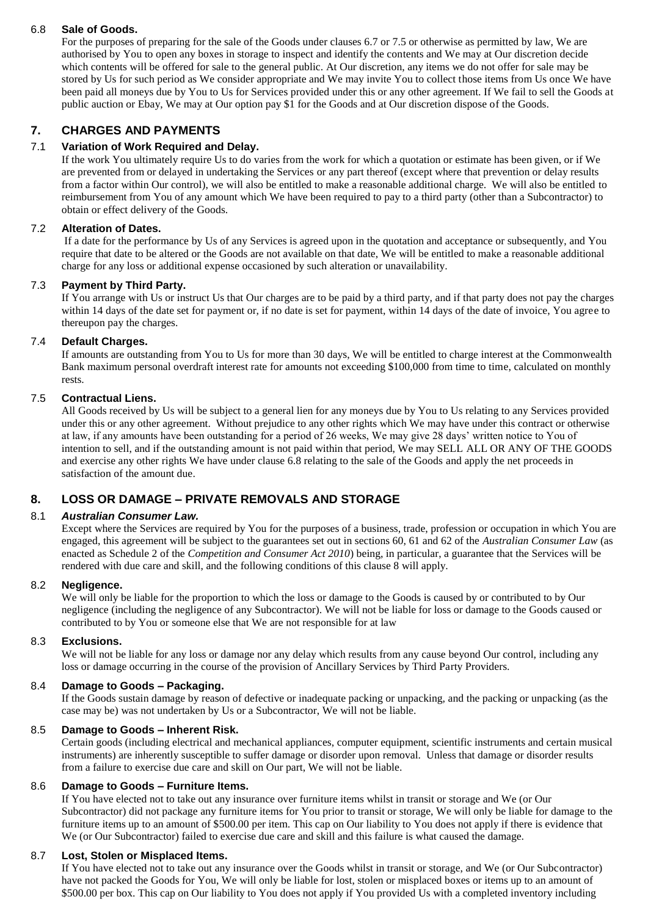### 6.8 Sale of Goods.

For the purposes of preparing for the sale of the Goods under clauses 6.7 or 7.5 or otherwise as permitted by law, We are authorised by You to open any boxes in storage to inspect and identify the contents and We may at Our discretion decide which contents will be offered for sale to the general public. At Our discretion, any items we do not offer for sale may be stored by Us for such period as We consider appropriate and We may invite You to collect those items from Us once We have been paid all moneys due by You to Us for Services provided under this or any other agreement. If We fail to sell the Goods at public auction or Ebay, We may at Our option pay $1 for the Goods and at Our discretion dispose of the Goods.

## 7. CHARGES AND PAYMENTS

### 7.1 Variation of Work Required and Delay.

If the work You ultimately require Us to do varies from the work for which a quotation or estimate has been given, or if We are prevented from or delayed in undertaking the Services or any part thereof (except where that prevention or delay results from a factor within Our control), we will also be entitled to make a reasonable additional charge. We will also be entitled to reimbursement from You of any amount which We have been required to pay to a third party (other than a Subcontractor) to obtain or effect delivery of the Goods.

### 7.2 Alteration of Dates.

If a date for the performance by Us of any Services is agreed upon in the quotation and acceptance or subsequently, and You require that date to be altered or the Goods are not available on that date, We will be entitled to make a reasonable additional charge for any loss or additional expense occasioned by such alteration or unavailability.

### 7.3 Payment by Third Party.

If You arrange with Us or instruct Us that Our charges are to be paid by a third party, and if that party does not pay the charges within 14 days of the date set for payment or, if no date is set for payment, within 14 days of the date of invoice, You agree to thereupon pay the charges.

### 7.4 Default Charges.

If amounts are outstanding from You to Us for more than 30 days, We will be entitled to charge interest at the Commonwealth Bank maximum personal overdraft interest rate for amounts not exceeding $100,000 from time to time, calculated on monthly rests.

### 7.5 Contractual Liens.

All Goods received by Us will be subject to a general lien for any moneys due by You to Us relating to any Services provided under this or any other agreement. Without prejudice to any other rights which We may have under this contract or otherwise at law, if any amounts have been outstanding for a period of 26 weeks, We may give 28 days' written notice to You of intention to sell, and if the outstanding amount is not paid within that period, We may SELL ALL OR ANY OF THE GOODS and exercise any other rights We have under clause 6.8 relating to the sale of the Goods and apply the net proceeds in satisfaction of the amount due.

## 8. LOSS OR DAMAGE – PRIVATE REMOVALS AND STORAGE

### 8.1 *Australian Consumer Law.*

Except where the Services are required by You for the purposes of a business, trade, profession or occupation in which You are engaged, this agreement will be subject to the guarantees set out in sections 60, 61 and 62 of the *Australian Consumer Law* (as enacted as Schedule 2 of the *Competition and Consumer Act 2010*) being, in particular, a guarantee that the Services will be rendered with due care and skill, and the following conditions of this clause 8 will apply.

### 8.2 Negligence.

We will only be liable for the proportion to which the loss or damage to the Goods is caused by or contributed to by Our negligence (including the negligence of any Subcontractor). We will not be liable for loss or damage to the Goods caused or contributed to by You or someone else that We are not responsible for at law

### 8.3 Exclusions.

We will not be liable for any loss or damage nor any delay which results from any cause beyond Our control, including any loss or damage occurring in the course of the provision of Ancillary Services by Third Party Providers.

### 8.4 Damage to Goods – Packaging.

If the Goods sustain damage by reason of defective or inadequate packing or unpacking, and the packing or unpacking (as the case may be) was not undertaken by Us or a Subcontractor, We will not be liable.

### 8.5 Damage to Goods – Inherent Risk.

Certain goods (including electrical and mechanical appliances, computer equipment, scientific instruments and certain musical instruments) are inherently susceptible to suffer damage or disorder upon removal. Unless that damage or disorder results from a failure to exercise due care and skill on Our part, We will not be liable.

### 8.6 Damage to Goods – Furniture Items.

If You have elected not to take out any insurance over furniture items whilst in transit or storage and We (or Our Subcontractor) did not package any furniture items for You prior to transit or storage, We will only be liable for damage to the furniture items up to an amount of $500.00 per item. This cap on Our liability to You does not apply if there is evidence that We (or Our Subcontractor) failed to exercise due care and skill and this failure is what caused the damage.

### 8.7 Lost, Stolen or Misplaced Items.

If You have elected not to take out any insurance over the Goods whilst in transit or storage, and We (or Our Subcontractor) have not packed the Goods for You, We will only be liable for lost, stolen or misplaced boxes or items up to an amount of $500.00 per box. This cap on Our liability to You does not apply if You provided Us with a completed inventory including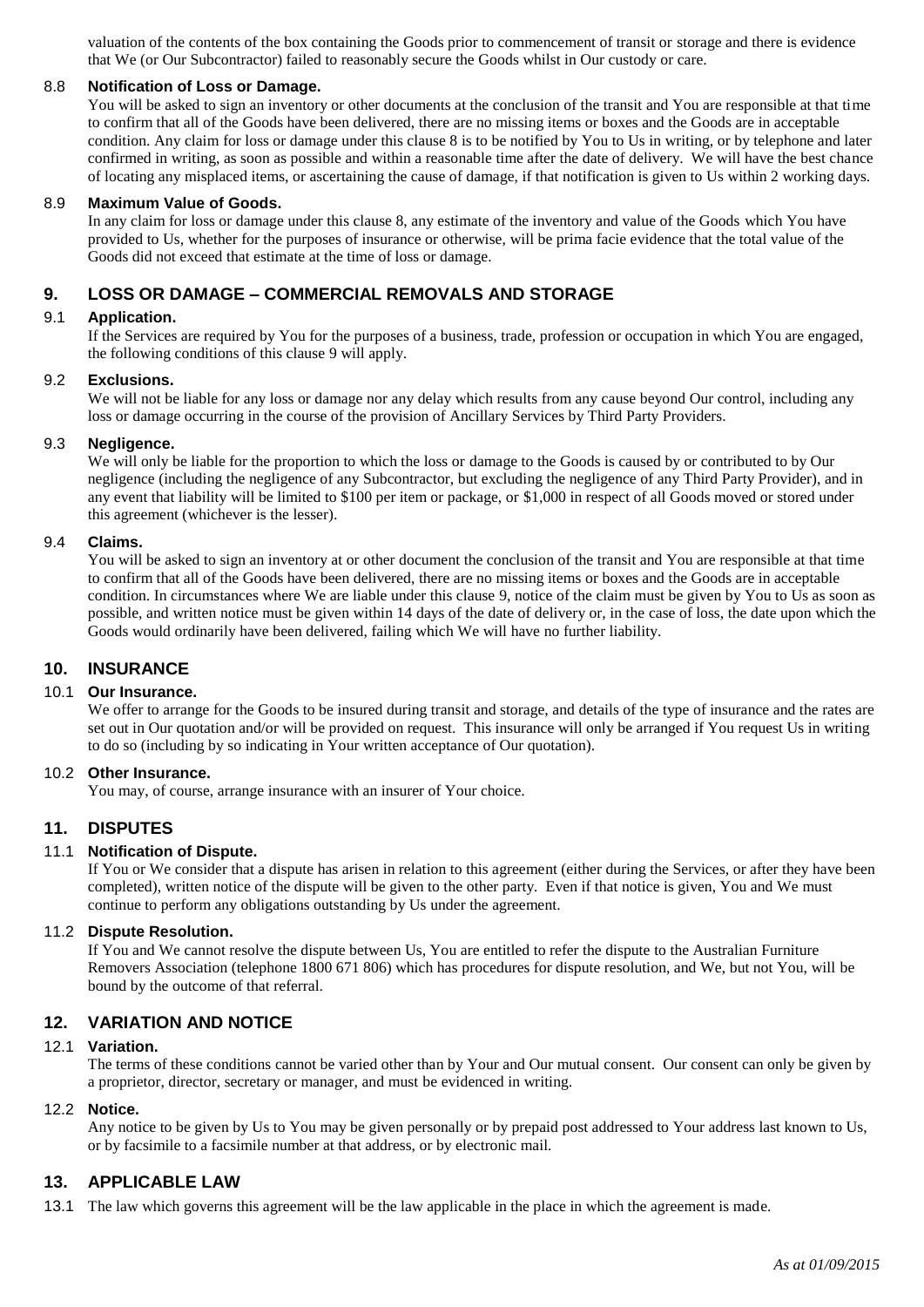valuation of the contents of the box containing the Goods prior to commencement of transit or storage and there is evidence that We (or Our Subcontractor) failed to reasonably secure the Goods whilst in Our custody or care.

### 8.8 Notification of Loss or Damage.

You will be asked to sign an inventory or other documents at the conclusion of the transit and You are responsible at that time to confirm that all of the Goods have been delivered, there are no missing items or boxes and the Goods are in acceptable condition. Any claim for loss or damage under this clause 8 is to be notified by You to Us in writing, or by telephone and later confirmed in writing, as soon as possible and within a reasonable time after the date of delivery. We will have the best chance of locating any misplaced items, or ascertaining the cause of damage, if that notification is given to Us within 2 working days.

### 8.9 Maximum Value of Goods.

In any claim for loss or damage under this clause 8, any estimate of the inventory and value of the Goods which You have provided to Us, whether for the purposes of insurance or otherwise, will be prima facie evidence that the total value of the Goods did not exceed that estimate at the time of loss or damage.

## 9. LOSS OR DAMAGE – COMMERCIAL REMOVALS AND STORAGE

### 9.1 Application.

If the Services are required by You for the purposes of a business, trade, profession or occupation in which You are engaged, the following conditions of this clause 9 will apply.

### 9.2 Exclusions.

We will not be liable for any loss or damage nor any delay which results from any cause beyond Our control, including any loss or damage occurring in the course of the provision of Ancillary Services by Third Party Providers.

### 9.3 Negligence.

We will only be liable for the proportion to which the loss or damage to the Goods is caused by or contributed to by Our negligence (including the negligence of any Subcontractor, but excluding the negligence of any Third Party Provider), and in any event that liability will be limited to $100 per item or package, or $1,000 in respect of all Goods moved or stored under this agreement (whichever is the lesser).

### 9.4 Claims.

You will be asked to sign an inventory at or other document the conclusion of the transit and You are responsible at that time to confirm that all of the Goods have been delivered, there are no missing items or boxes and the Goods are in acceptable condition. In circumstances where We are liable under this clause 9, notice of the claim must be given by You to Us as soon as possible, and written notice must be given within 14 days of the date of delivery or, in the case of loss, the date upon which the Goods would ordinarily have been delivered, failing which We will have no further liability.

## 10. INSURANCE

### 10.1 Our Insurance.

We offer to arrange for the Goods to be insured during transit and storage, and details of the type of insurance and the rates are set out in Our quotation and/or will be provided on request. This insurance will only be arranged if You request Us in writing to do so (including by so indicating in Your written acceptance of Our quotation).

### 10.2 Other Insurance.

You may, of course, arrange insurance with an insurer of Your choice.

## 11. DISPUTES

### 11.1 Notification of Dispute.

If You or We consider that a dispute has arisen in relation to this agreement (either during the Services, or after they have been completed), written notice of the dispute will be given to the other party. Even if that notice is given, You and We must continue to perform any obligations outstanding by Us under the agreement.

### 11.2 Dispute Resolution.

If You and We cannot resolve the dispute between Us, You are entitled to refer the dispute to the Australian Furniture Removers Association (telephone 1800 671 806) which has procedures for dispute resolution, and We, but not You, will be bound by the outcome of that referral.

## 12. VARIATION AND NOTICE

### 12.1 Variation.

The terms of these conditions cannot be varied other than by Your and Our mutual consent. Our consent can only be given by a proprietor, director, secretary or manager, and must be evidenced in writing.

### 12.2 Notice.

Any notice to be given by Us to You may be given personally or by prepaid post addressed to Your address last known to Us, or by facsimile to a facsimile number at that address, or by electronic mail.

## 13. APPLICABLE LAW

13.1 The law which governs this agreement will be the law applicable in the place in which the agreement is made.

*As at 01/09/2015*